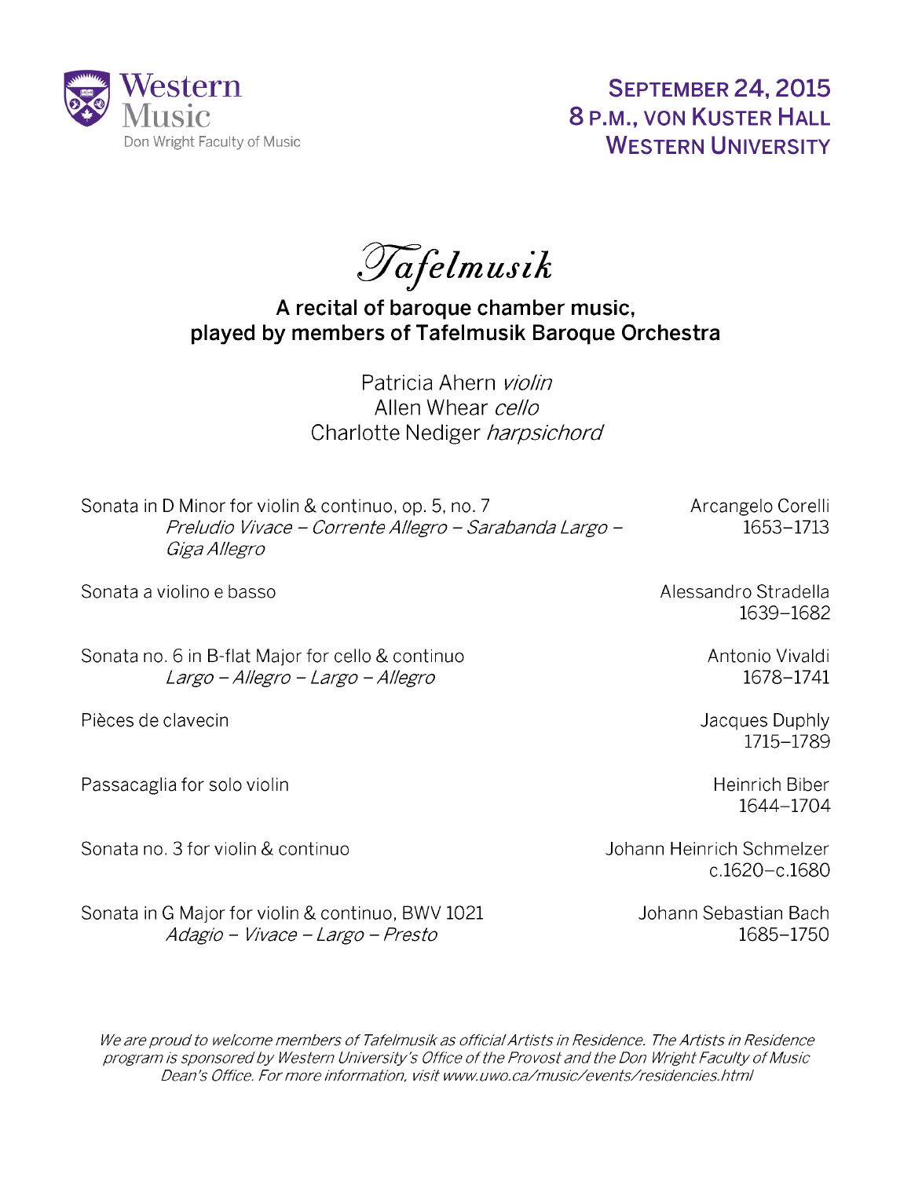Western Music
Don Wright Faculty of Music

**SEPTEMBER 24, 2015**
**8 P.M., VON KUSTER HALL**
**WESTERN UNIVERSITY**

# *Tafelmusik*

## A recital of baroque chamber music, played by members of Tafelmusik Baroque Orchestra

Patricia Ahern *violin*
Allen Whear *cello*
Charlotte Nediger *harpsichord*

| | |
|---|---|
| Sonata in D Minor for violin & continuo, op. 5, no. 7<br>*Preludio Vivace – Corrente Allegro – Sarabanda Largo – Giga Allegro* | Arcangelo Corelli<br>1653–1713 |
| Sonata a violino e basso | Alessandro Stradella<br>1639–1682 |
| Sonata no. 6 in B-flat Major for cello & continuo<br>*Largo – Allegro – Largo – Allegro* | Antonio Vivaldi<br>1678–1741 |
| Pièces de clavecin | Jacques Duphly<br>1715–1789 |
| Passacaglia for solo violin | Heinrich Biber<br>1644–1704 |
| Sonata no. 3 for violin & continuo | Johann Heinrich Schmelzer<br>c.1620–c.1680 |
| Sonata in G Major for violin & continuo, BWV 1021<br>*Adagio – Vivace – Largo – Presto* | Johann Sebastian Bach<br>1685–1750 |

*We are proud to welcome members of Tafelmusik as official Artists in Residence. The Artists in Residence program is sponsored by Western University's Office of the Provost and the Don Wright Faculty of Music Dean's Office. For more information, visit www.uwo.ca/music/events/residencies.html*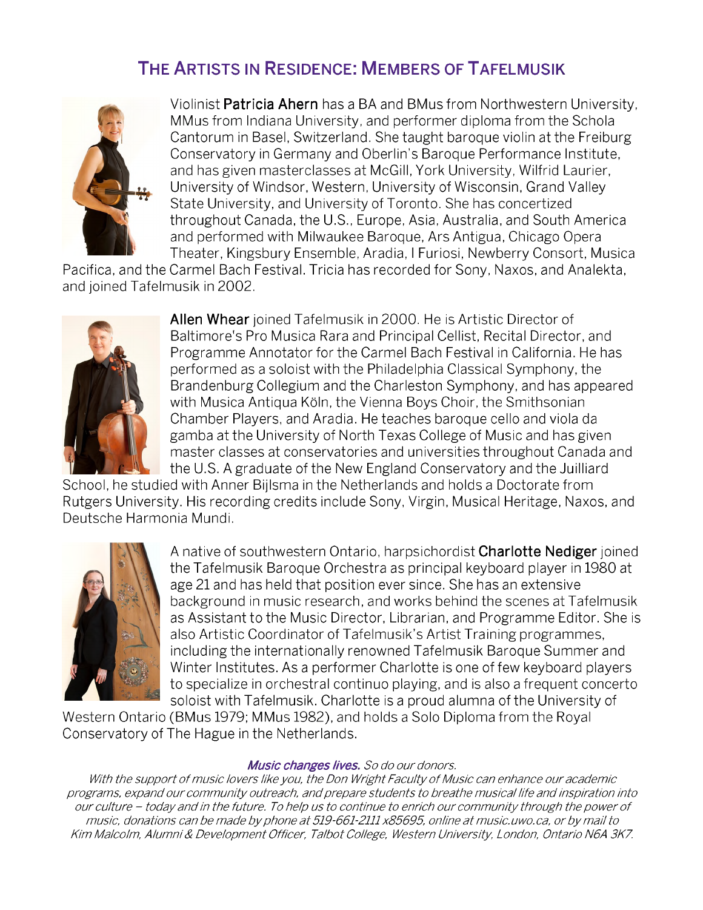## The Artists in Residence: Members of Tafelmusik

Violinist **Patricia Ahern** has a BA and BMus from Northwestern University, MMus from Indiana University, and performer diploma from the Schola Cantorum in Basel, Switzerland. She taught baroque violin at the Freiburg Conservatory in Germany and Oberlin's Baroque Performance Institute, and has given masterclasses at McGill, York University, Wilfrid Laurier, University of Windsor, Western, University of Wisconsin, Grand Valley State University, and University of Toronto. She has concertized throughout Canada, the U.S., Europe, Asia, Australia, and South America and performed with Milwaukee Baroque, Ars Antigua, Chicago Opera Theater, Kingsbury Ensemble, Aradia, I Furiosi, Newberry Consort, Musica Pacifica, and the Carmel Bach Festival. Tricia has recorded for Sony, Naxos, and Analekta, and joined Tafelmusik in 2002.

**Allen Whear** joined Tafelmusik in 2000. He is Artistic Director of Baltimore's Pro Musica Rara and Principal Cellist, Recital Director, and Programme Annotator for the Carmel Bach Festival in California. He has performed as a soloist with the Philadelphia Classical Symphony, the Brandenburg Collegium and the Charleston Symphony, and has appeared with Musica Antiqua Köln, the Vienna Boys Choir, the Smithsonian Chamber Players, and Aradia. He teaches baroque cello and viola da gamba at the University of North Texas College of Music and has given master classes at conservatories and universities throughout Canada and the U.S. A graduate of the New England Conservatory and the Juilliard School, he studied with Anner Bijlsma in the Netherlands and holds a Doctorate from Rutgers University. His recording credits include Sony, Virgin, Musical Heritage, Naxos, and Deutsche Harmonia Mundi.

A native of southwestern Ontario, harpsichordist **Charlotte Nediger** joined the Tafelmusik Baroque Orchestra as principal keyboard player in 1980 at age 21 and has held that position ever since. She has an extensive background in music research, and works behind the scenes at Tafelmusik as Assistant to the Music Director, Librarian, and Programme Editor. She is also Artistic Coordinator of Tafelmusik's Artist Training programmes, including the internationally renowned Tafelmusik Baroque Summer and Winter Institutes. As a performer Charlotte is one of few keyboard players to specialize in orchestral continuo playing, and is also a frequent concerto soloist with Tafelmusik. Charlotte is a proud alumna of the University of Western Ontario (BMus 1979; MMus 1982), and holds a Solo Diploma from the Royal Conservatory of The Hague in the Netherlands.

***Music changes lives.*** *So do our donors.*
*With the support of music lovers like you, the Don Wright Faculty of Music can enhance our academic programs, expand our community outreach, and prepare students to breathe musical life and inspiration into our culture – today and in the future. To help us to continue to enrich our community through the power of music, donations can be made by phone at 519-661-2111 x85695, online at music.uwo.ca, or by mail to Kim Malcolm, Alumni & Development Officer, Talbot College, Western University, London, Ontario N6A 3K7.*